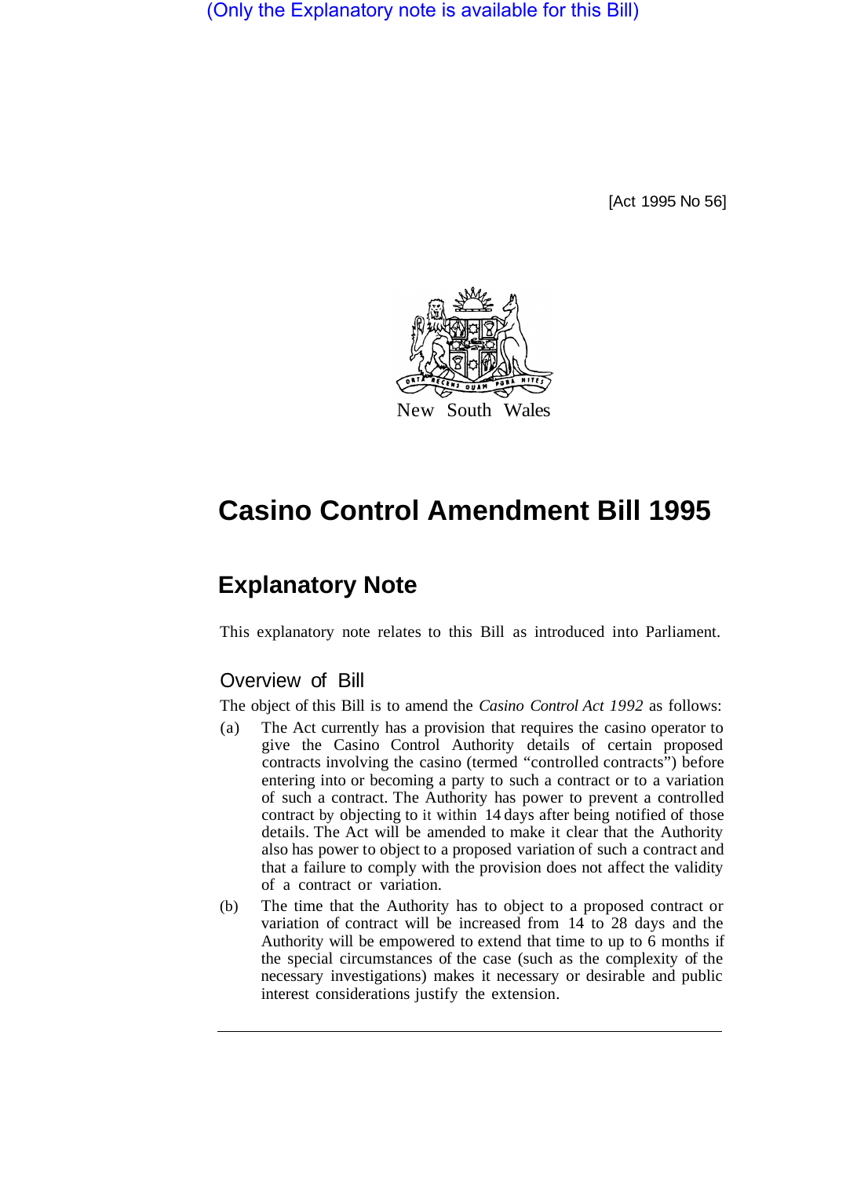(Only the Explanatory note is available for this Bill)

[Act 1995 No 56]

New South Wales

# Casino Control Amendment Bill 1995

## Explanatory Note

This explanatory note relates to this Bill as introduced into Parliament.

### Overview of Bill

The object of this Bill is to amend the *Casino Control Act 1992* as follows:

(a) The Act currently has a provision that requires the casino operator to give the Casino Control Authority details of certain proposed contracts involving the casino (termed "controlled contracts") before entering into or becoming a party to such a contract or to a variation of such a contract. The Authority has power to prevent a controlled contract by objecting to it within 14 days after being notified of those details. The Act will be amended to make it clear that the Authority also has power to object to a proposed variation of such a contract and that a failure to comply with the provision does not affect the validity of a contract or variation.

(b) The time that the Authority has to object to a proposed contract or variation of contract will be increased from 14 to 28 days and the Authority will be empowered to extend that time to up to 6 months if the special circumstances of the case (such as the complexity of the necessary investigations) makes it necessary or desirable and public interest considerations justify the extension.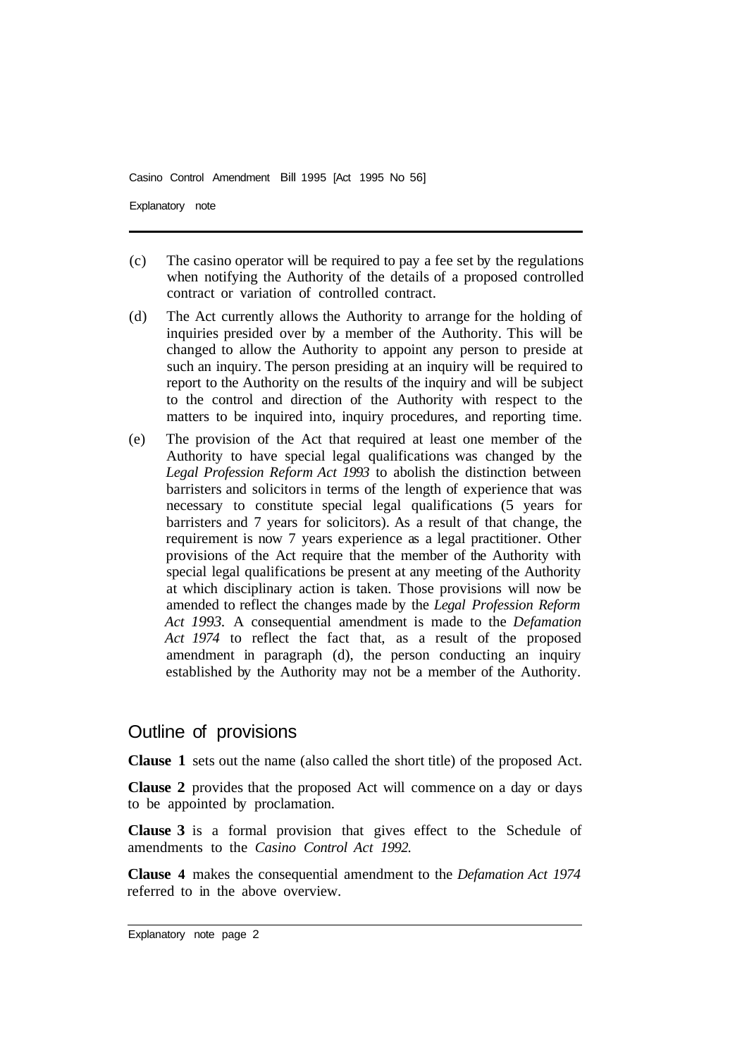(c) The casino operator will be required to pay a fee set by the regulations when notifying the Authority of the details of a proposed controlled contract or variation of controlled contract.

(d) The Act currently allows the Authority to arrange for the holding of inquiries presided over by a member of the Authority. This will be changed to allow the Authority to appoint any person to preside at such an inquiry. The person presiding at an inquiry will be required to report to the Authority on the results of the inquiry and will be subject to the control and direction of the Authority with respect to the matters to be inquired into, inquiry procedures, and reporting time.

(e) The provision of the Act that required at least one member of the Authority to have special legal qualifications was changed by the *Legal Profession Reform Act 1993* to abolish the distinction between barristers and solicitors in terms of the length of experience that was necessary to constitute special legal qualifications (5 years for barristers and 7 years for solicitors). As a result of that change, the requirement is now 7 years experience as a legal practitioner. Other provisions of the Act require that the member of the Authority with special legal qualifications be present at any meeting of the Authority at which disciplinary action is taken. Those provisions will now be amended to reflect the changes made by the *Legal Profession Reform Act 1993*. A consequential amendment is made to the *Defamation Act 1974* to reflect the fact that, as a result of the proposed amendment in paragraph (d), the person conducting an inquiry established by the Authority may not be a member of the Authority.

## Outline of provisions

**Clause 1** sets out the name (also called the short title) of the proposed Act.

**Clause 2** provides that the proposed Act will commence on a day or days to be appointed by proclamation.

**Clause 3** is a formal provision that gives effect to the Schedule of amendments to the *Casino Control Act 1992*.

**Clause 4** makes the consequential amendment to the *Defamation Act 1974* referred to in the above overview.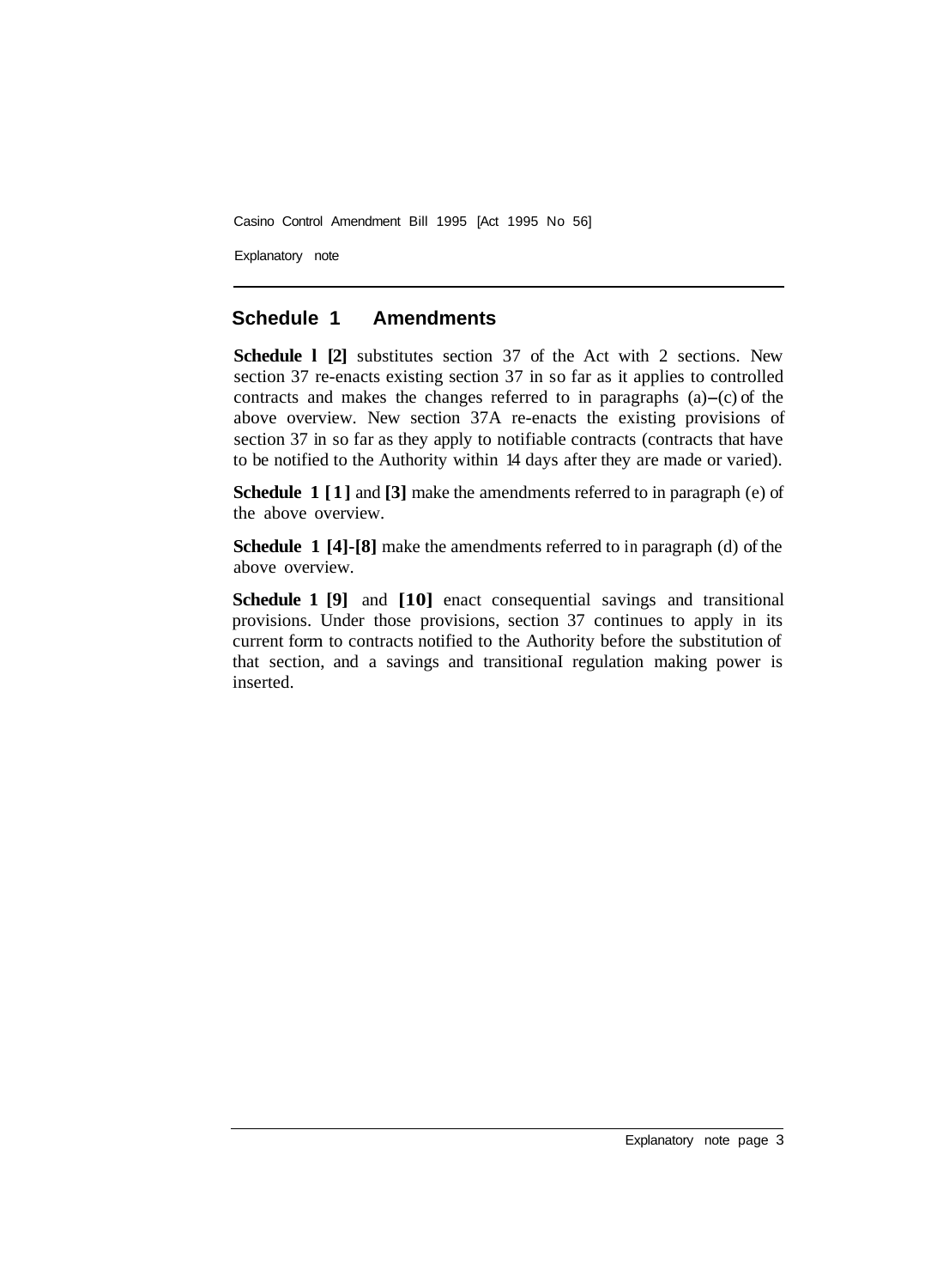## Schedule 1 Amendments

**Schedule 1 [2]** substitutes section 37 of the Act with 2 sections. New section 37 re-enacts existing section 37 in so far as it applies to controlled contracts and makes the changes referred to in paragraphs (a)–(c) of the above overview. New section 37A re-enacts the existing provisions of section 37 in so far as they apply to notifiable contracts (contracts that have to be notified to the Authority within 14 days after they are made or varied).

**Schedule 1 [1]** and **[3]** make the amendments referred to in paragraph (e) of the above overview.

**Schedule 1 [4]-[8]** make the amendments referred to in paragraph (d) of the above overview.

**Schedule 1 [9]** and **[10]** enact consequential savings and transitional provisions. Under those provisions, section 37 continues to apply in its current form to contracts notified to the Authority before the substitution of that section, and a savings and transitional regulation making power is inserted.